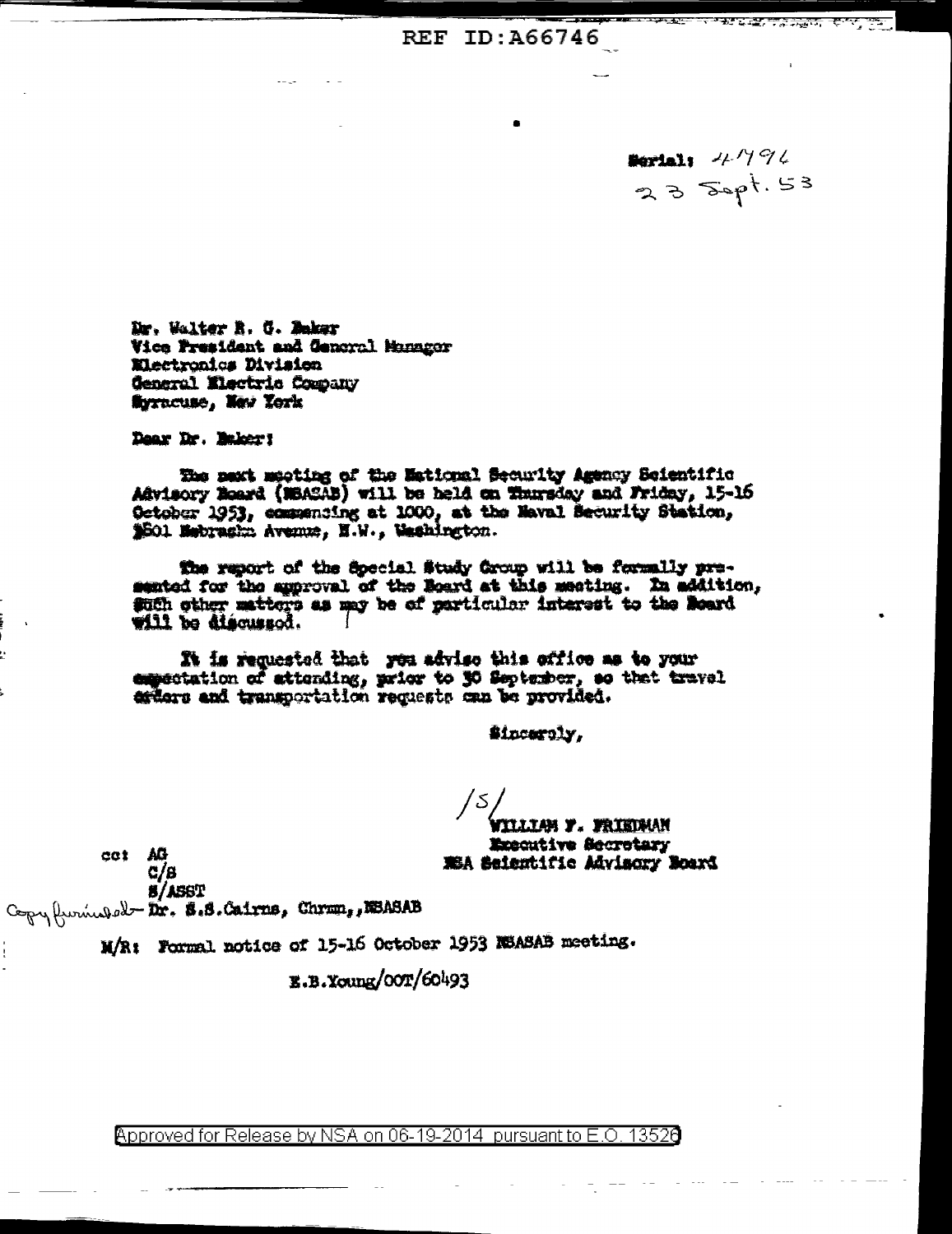REF ID:A66746

Serial: 4796
23 Sept. 53

Dr. Walter R. G. Baker
Vice President and General Manager
Electronics Division
General Electric Company
Syracuse, New York

Dear Dr. Baker:

The next meeting of the National Security Agency Scientific Advisory Board (NSASAB) will be held on Thursday and Friday, 15-16 October 1953, commencing at 1000, at the Naval Security Station, 3801 Nebraska Avenue, N.W., Washington.

The report of the Special Study Group will be formally presented for the approval of the Board at this meeting. In addition, such other matters as may be of particular interest to the Board will be discussed.

It is requested that you advise this office as to your expectation of attending, prior to 30 September, so that travel orders and transportation requests can be provided.

Sincerely,

/S/
WILLIAM F. FRIEDMAN
Executive Secretary
NSA Scientific Advisory Board

cc: AG
C/S
S/ASST
Copy furnished - Dr. S.S. Cairns, Chrmn., NSASAB

M/R: Formal notice of 15-16 October 1953 NSASAB meeting.

E.B.Young/00T/60493

Approved for Release by NSA on 06-19-2014 pursuant to E.O. 13526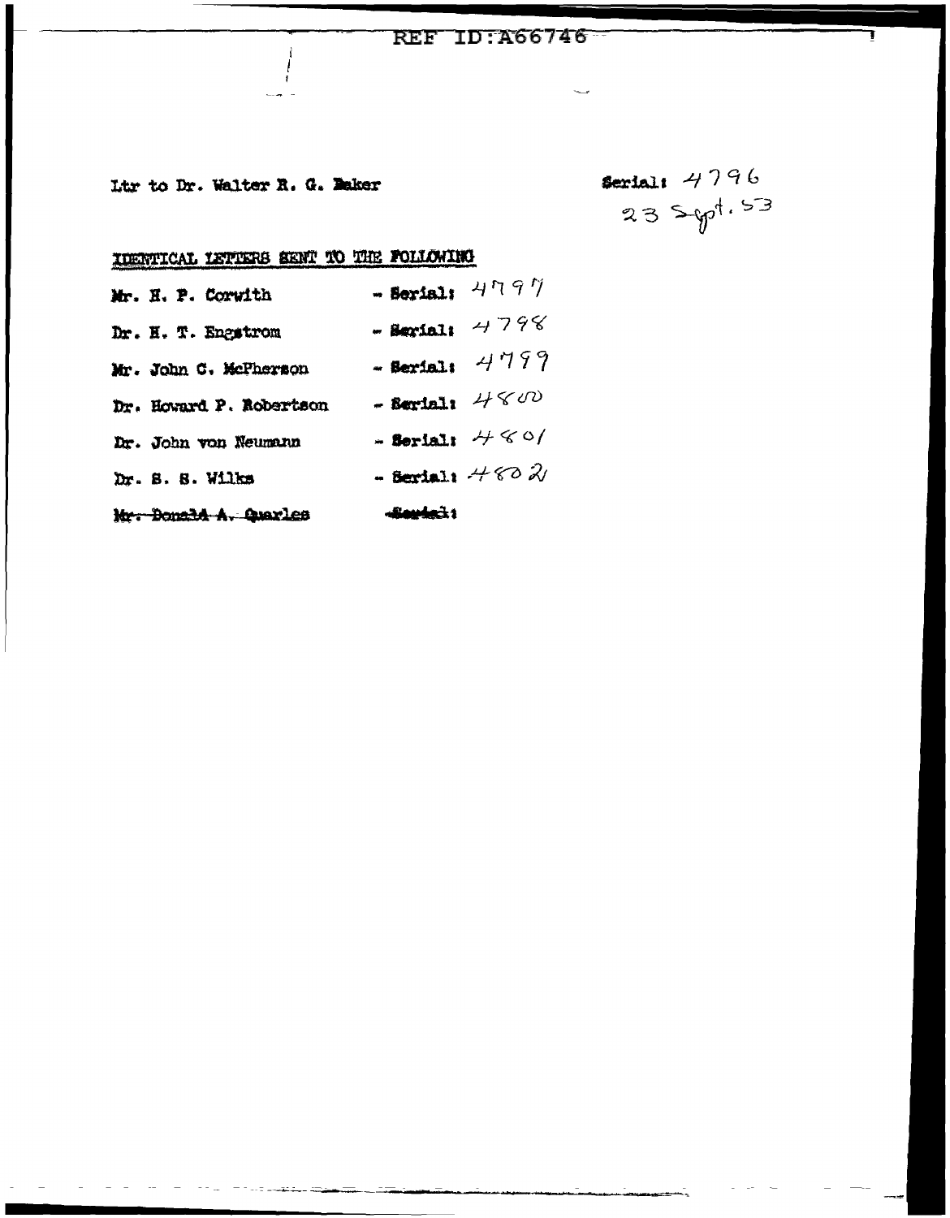REF ID:A66746

Ltr to Dr. Walter R. G. Baker

Serial: 4796
23 Sept. 53

IDENTICAL LETTERS SENT TO THE FOLLOWING

| | |
|---|---|
| Mr. H. P. Corwith | - Serial: 4797 |
| Dr. H. T. Engstrom | - Serial: 4798 |
| Mr. John C. McPherson | - Serial: 4799 |
| Dr. Howard P. Robertson | - Serial: 4800 |
| Dr. John von Neumann | - Serial: 4801 |
| Dr. S. S. Wilks | - Serial: 4802 |
| ~~Mr. Donald A. Quarles~~ | ~~- Serial:~~ |